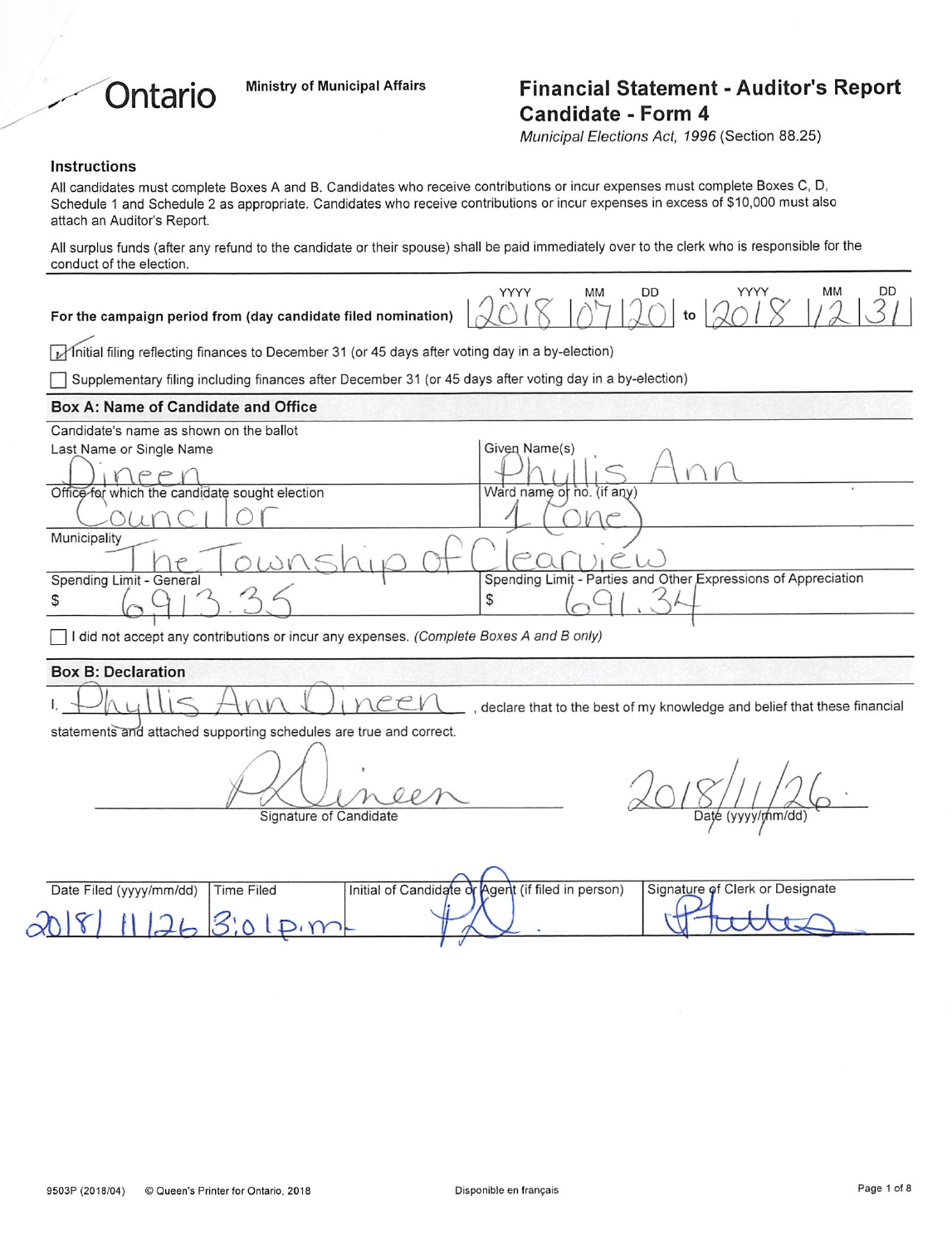Ontario

Ministry of Municipal Affairs

# Financial Statement - Auditor's Report Candidate - Form 4

*Municipal Elections Act, 1996* (Section 88.25)

## Instructions

All candidates must complete Boxes A and B. Candidates who receive contributions or incur expenses must complete Boxes C, D, Schedule 1 and Schedule 2 as appropriate. Candidates who receive contributions or incur expenses in excess of $10,000 must also attach an Auditor's Report.

All surplus funds (after any refund to the candidate or their spouse) shall be paid immediately over to the clerk who is responsible for the conduct of the election.

For the campaign period from (day candidate filed nomination) 2018/07/20 to 2018/12/31

☑ Initial filing reflecting finances to December 31 (or 45 days after voting day in a by-election)

☐ Supplementary filing including finances after December 31 (or 45 days after voting day in a by-election)

## Box A: Name of Candidate and Office

Candidate's name as shown on the ballot

| Last Name or Single Name | Given Name(s) |
|---|---|
| Dineen | Phyllis Ann |
| **Office for which the candidate sought election** | **Ward name or no. (if any)** |
| Councilor | 1 (One) |
| **Municipality** | |
| The Township of Clearview | |
| **Spending Limit - General** | **Spending Limit - Parties and Other Expressions of Appreciation** |
| $ 6913.35 | $ 691.34 |

☐ I did not accept any contributions or incur any expenses. *(Complete Boxes A and B only)*

## Box B: Declaration

I, Phyllis Ann Dineen, declare that to the best of my knowledge and belief that these financial statements and attached supporting schedules are true and correct.

Signature of Candidate: P. Dineen

Date (yyyy/mm/dd): 2018/11/26

| Date Filed (yyyy/mm/dd) | Time Filed | Initial of Candidate or Agent (if filed in person) | Signature of Clerk or Designate |
|---|---|---|---|
| 2018/11/26 | 3:01 p.m. | PD | [signature] |

9503P (2018/04) © Queen's Printer for Ontario, 2018

Disponible en français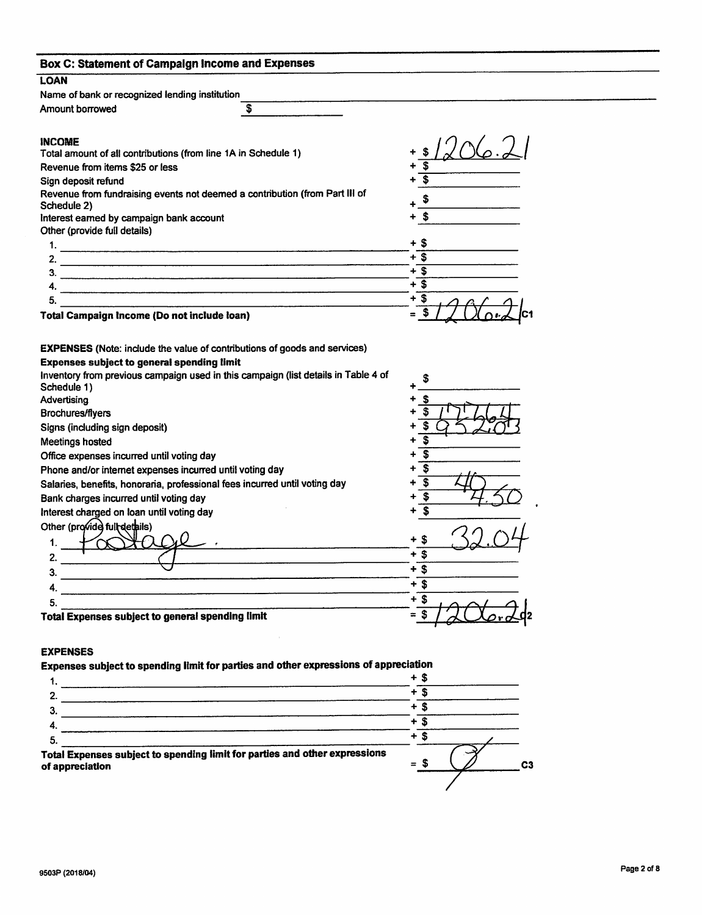## Box C: Statement of Campaign Income and Expenses

### LOAN

Name of bank or recognized lending institution ______

Amount borrowed $ ______

### INCOME

| | |
|---|---|
| Total amount of all contributions (from line 1A in Schedule 1) | + $ 1206.21 |
| Revenue from items $25 or less | + $ |
| Sign deposit refund | + $ |
| Revenue from fundraising events not deemed a contribution (from Part III of Schedule 2) | + $ |
| Interest earned by campaign bank account | + $ |
| Other (provide full details) | |
| 1. | + $ |
| 2. | + $ |
| 3. | + $ |
| 4. | + $ |
| 5. | + $ |
| **Total Campaign Income (Do not include loan)** | = $ 1206.21 C1 |

**EXPENSES** (Note: include the value of contributions of goods and services)

**Expenses subject to general spending limit**

| | |
|---|---|
| Inventory from previous campaign used in this campaign (list details in Table 4 of Schedule 1) | + $ |
| Advertising | + $ |
| Brochures/flyers | + $ 177.64 |
| Signs (including sign deposit) | + $ 952.03 |
| Meetings hosted | + $ |
| Office expenses incurred until voting day | + $ |
| Phone and/or internet expenses incurred until voting day | + $ |
| Salaries, benefits, honoraria, professional fees incurred until voting day | + $ 40 |
| Bank charges incurred until voting day | + $ 4.50 |
| Interest charged on loan until voting day | + $ |
| Other (provide full details) | |
| 1. Postage. | + $ 32.04 |
| 2. | + $ |
| 3. | + $ |
| 4. | + $ |
| 5. | + $ |
| **Total Expenses subject to general spending limit** | = $ 1206.21 C2 |

### EXPENSES

**Expenses subject to spending limit for parties and other expressions of appreciation**

| | |
|---|---|
| 1. | + $ |
| 2. | + $ |
| 3. | + $ |
| 4. | + $ |
| 5. | + $ |
| **Total Expenses subject to spending limit for parties and other expressions of appreciation** | = $ 0 C3 |

9503P (2018/04)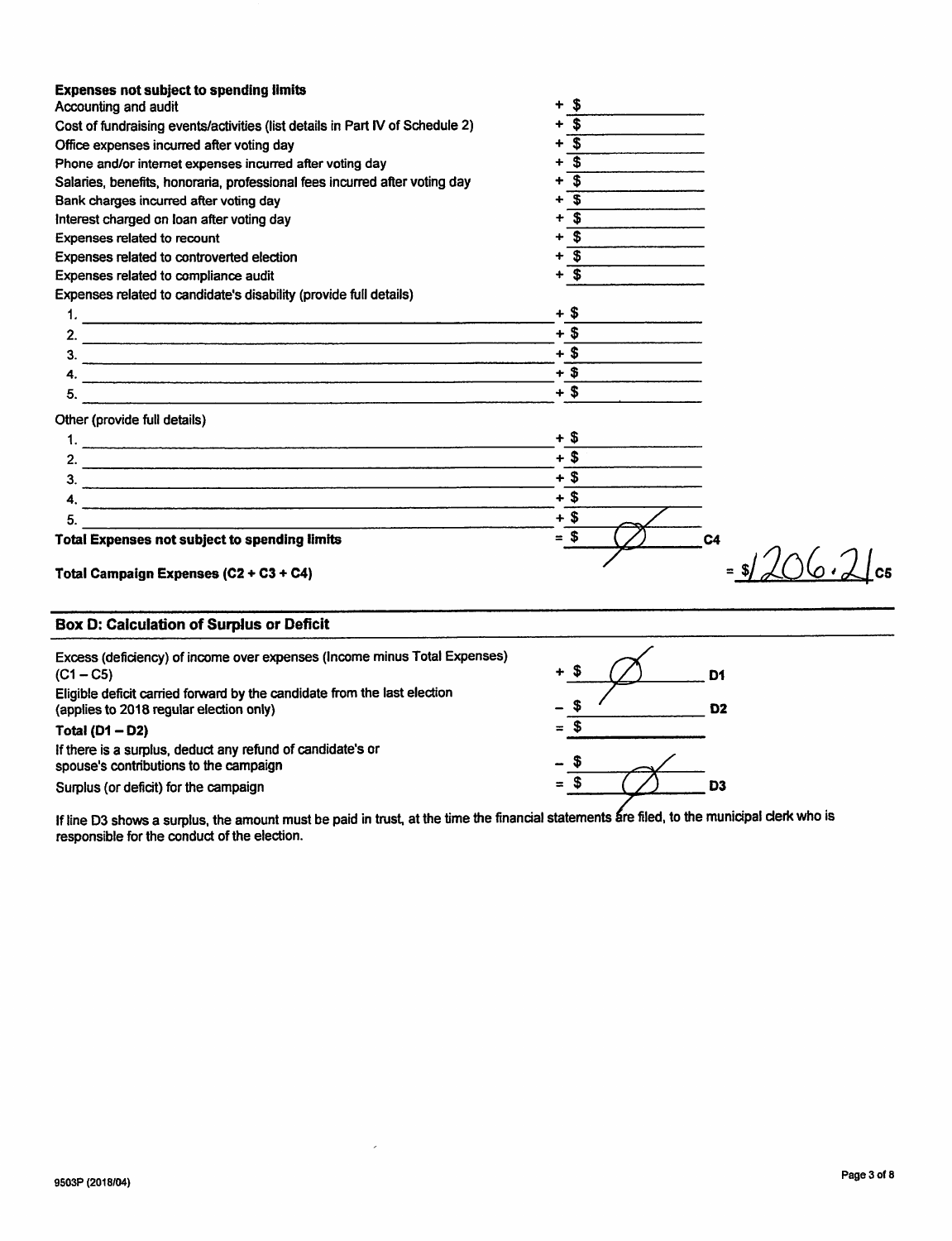**Expenses not subject to spending limits**

| | |
|---|---|
| Accounting and audit | + $ |
| Cost of fundraising events/activities (list details in Part IV of Schedule 2) | + $ |
| Office expenses incurred after voting day | + $ |
| Phone and/or internet expenses incurred after voting day | + $ |
| Salaries, benefits, honoraria, professional fees incurred after voting day | + $ |
| Bank charges incurred after voting day | + $ |
| Interest charged on loan after voting day | + $ |
| Expenses related to recount | + $ |
| Expenses related to controverted election | + $ |
| Expenses related to compliance audit | + $ |

Expenses related to candidate's disability (provide full details)

| | |
|---|---|
| 1. | + $ |
| 2. | + $ |
| 3. | + $ |
| 4. | + $ |
| 5. | + $ |

Other (provide full details)

| | |
|---|---|
| 1. | + $ |
| 2. | + $ |
| 3. | + $ |
| 4. | + $ |
| 5. | + $ |

| | | |
|---|---|---|
| **Total Expenses not subject to spending limits** | = $ Ø | C4 |
| **Total Campaign Expenses (C2 + C3 + C4)** | = $1206.21 | C5 |

## Box D: Calculation of Surplus or Deficit

| | | |
|---|---|---|
| Excess (deficiency) of income over expenses (Income minus Total Expenses) (C1 – C5) | + $ Ø | D1 |
| Eligible deficit carried forward by the candidate from the last election (applies to 2018 regular election only) | – $ | D2 |
| **Total (D1 – D2)** | = $ | |
| If there is a surplus, deduct any refund of candidate's or spouse's contributions to the campaign | – $ | |
| Surplus (or deficit) for the campaign | = $ Ø | D3 |

If line D3 shows a surplus, the amount must be paid in trust, at the time the financial statements are filed, to the municipal clerk who is responsible for the conduct of the election.

9503P (2018/04)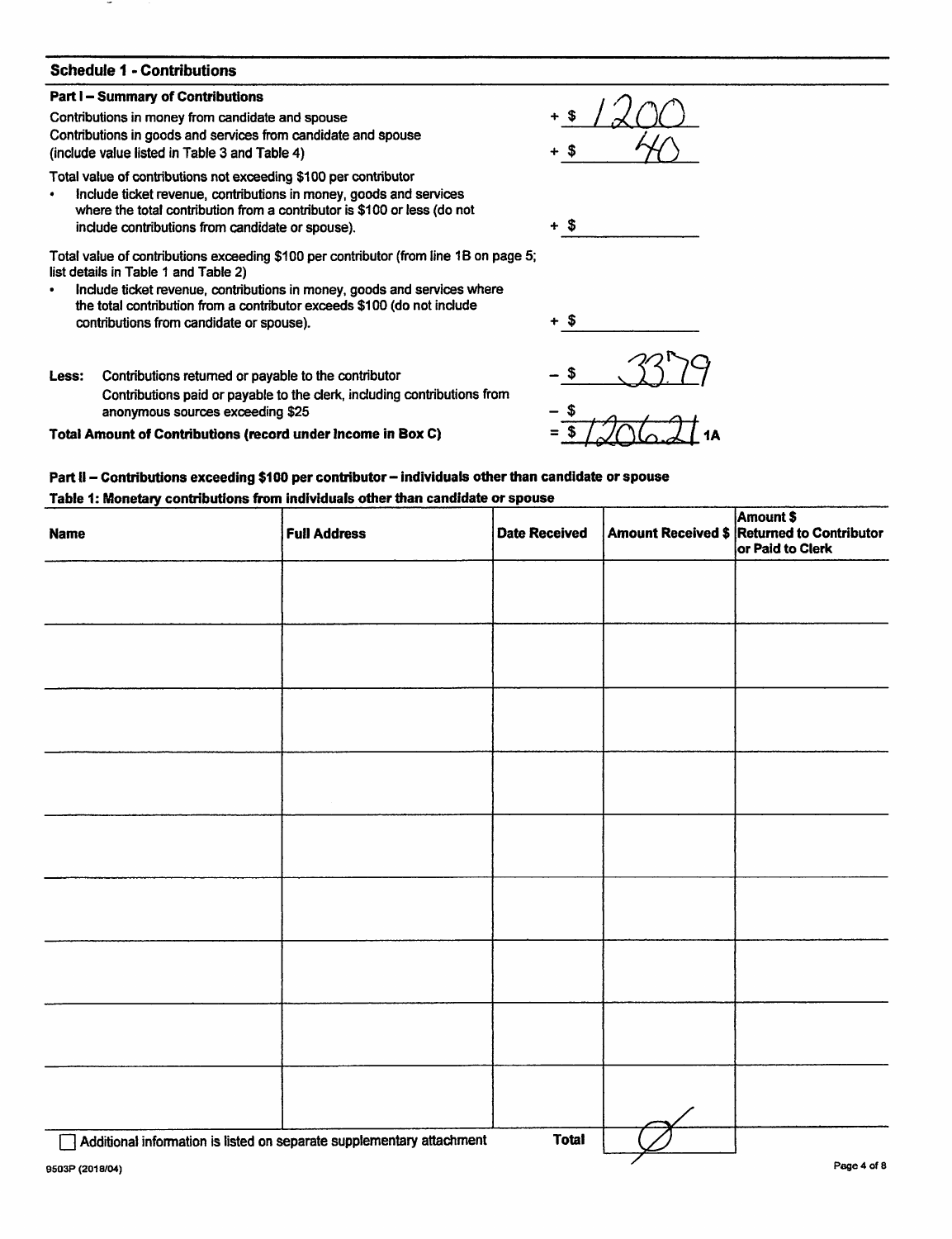## Schedule 1 - Contributions

### Part I – Summary of Contributions

| | |
|---|---|
| Contributions in money from candidate and spouse | + $ 1200 |
| Contributions in goods and services from candidate and spouse (include value listed in Table 3 and Table 4) | + $ 40 |
| Total value of contributions not exceeding $100 per contributor<br>• Include ticket revenue, contributions in money, goods and services where the total contribution from a contributor is $100 or less (do not include contributions from candidate or spouse). | + $ |
| Total value of contributions exceeding $100 per contributor (from line 1B on page 5; list details in Table 1 and Table 2)<br>• Include ticket revenue, contributions in money, goods and services where the total contribution from a contributor exceeds $100 (do not include contributions from candidate or spouse). | + $ |
| **Less:** Contributions returned or payable to the contributor | – $ 33.79 |
| Contributions paid or payable to the clerk, including contributions from anonymous sources exceeding $25 | – $ |
| **Total Amount of Contributions (record under Income in Box C)** | = $ 1206.21 1A |

### Part II – Contributions exceeding $100 per contributor – individuals other than candidate or spouse

**Table 1: Monetary contributions from individuals other than candidate or spouse**

| Name | Full Address | Date Received | Amount Received $ | Amount $ Returned to Contributor or Paid to Clerk |
|---|---|---|---|---|
| | | | | |
| | | | | |
| | | | | |
| | | | | |
| | | | | |
| | | | | |
| | | | | |
| | | | | |
| | | | | |
| ☐ Additional information is listed on separate supplementary attachment | | **Total** | Ø | |

9503P (2018/04)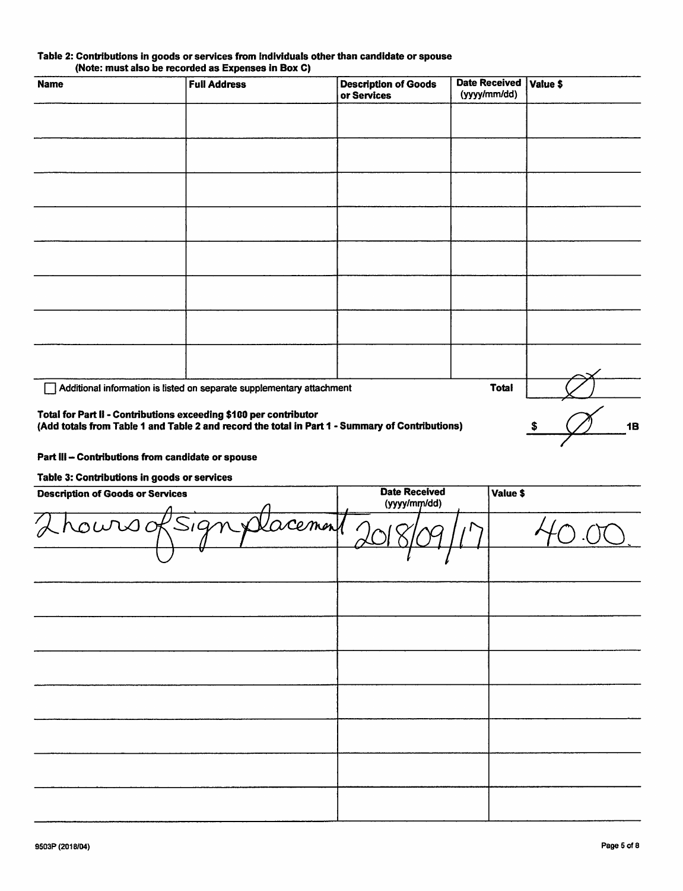**Table 2: Contributions in goods or services from individuals other than candidate or spouse**
**(Note: must also be recorded as Expenses in Box C)**

| Name | Full Address | Description of Goods or Services | Date Received (yyyy/mm/dd) | Value $ |
|---|---|---|---|---|
| | | | | |
| | | | | |
| | | | | |
| | | | | |
| | | | | |
| | | | | |
| | | | | |
| | | | | |
| | | | **Total** | Ø |

☐ Additional information is listed on separate supplementary attachment

**Total for Part II - Contributions exceeding $100 per contributor**
**(Add totals from Table 1 and Table 2 and record the total in Part 1 - Summary of Contributions)** $ Ø **1B**

**Part III – Contributions from candidate or spouse**

**Table 3: Contributions in goods or services**

| Description of Goods or Services | Date Received (yyyy/mm/dd) | Value $ |
|---|---|---|
| 2 hours of Sign placement | 2018/09/17 | 40.00 |
| | | |
| | | |
| | | |
| | | |
| | | |
| | | |
| | | |
| | | |

9503P (2018/04)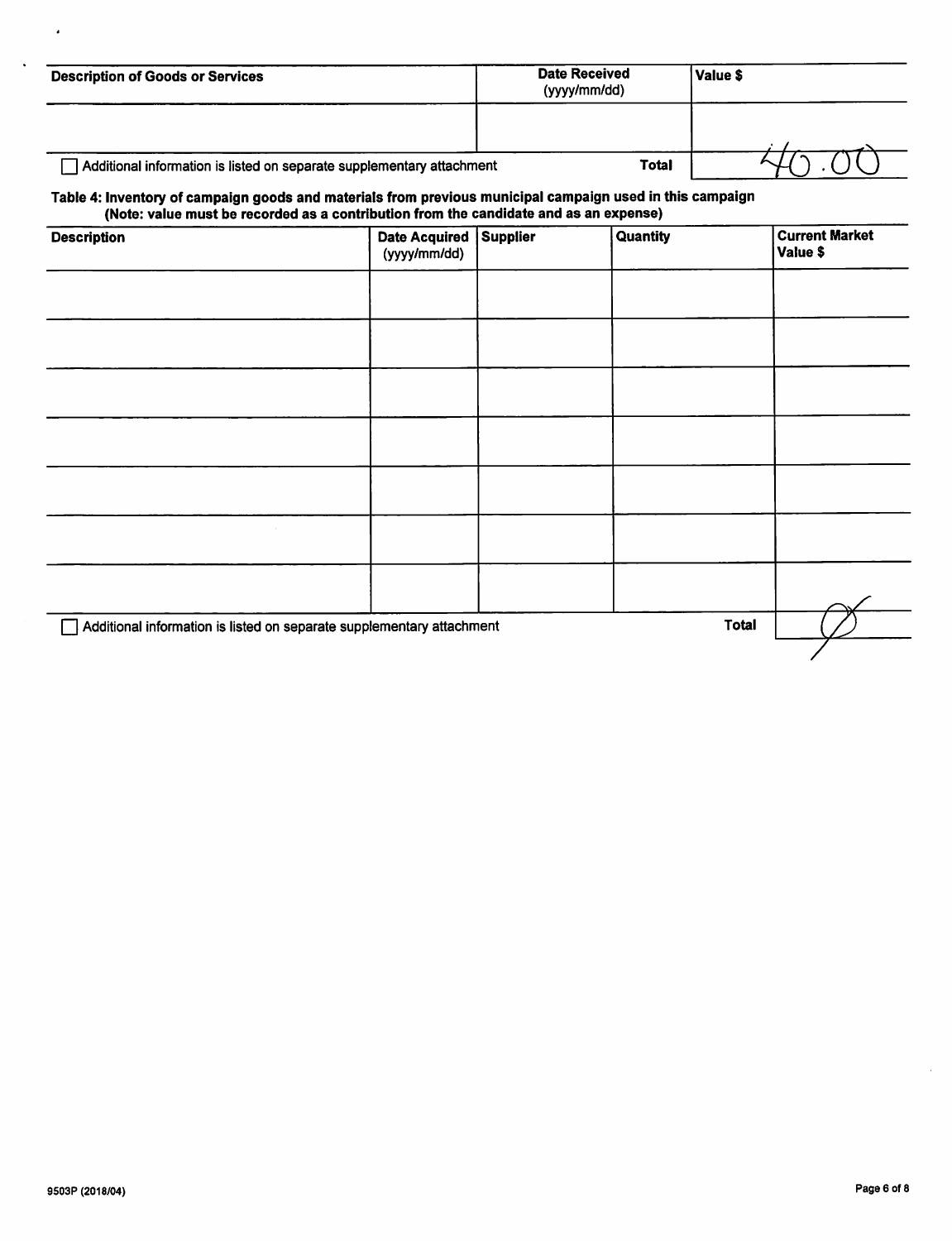| Description of Goods or Services | Date Received (yyyy/mm/dd) | Value $ |
|---|---|---|
| | | |
| ☐ Additional information is listed on separate supplementary attachment | Total | 40.00 |

**Table 4: Inventory of campaign goods and materials from previous municipal campaign used in this campaign (Note: value must be recorded as a contribution from the candidate and as an expense)**

| Description | Date Acquired (yyyy/mm/dd) | Supplier | Quantity | Current Market Value $ |
|---|---|---|---|---|
| | | | | |
| | | | | |
| | | | | |
| | | | | |
| | | | | |
| | | | | |
| | | | | |
| ☐ Additional information is listed on separate supplementary attachment | | | Total | Ø |

9503P (2018/04)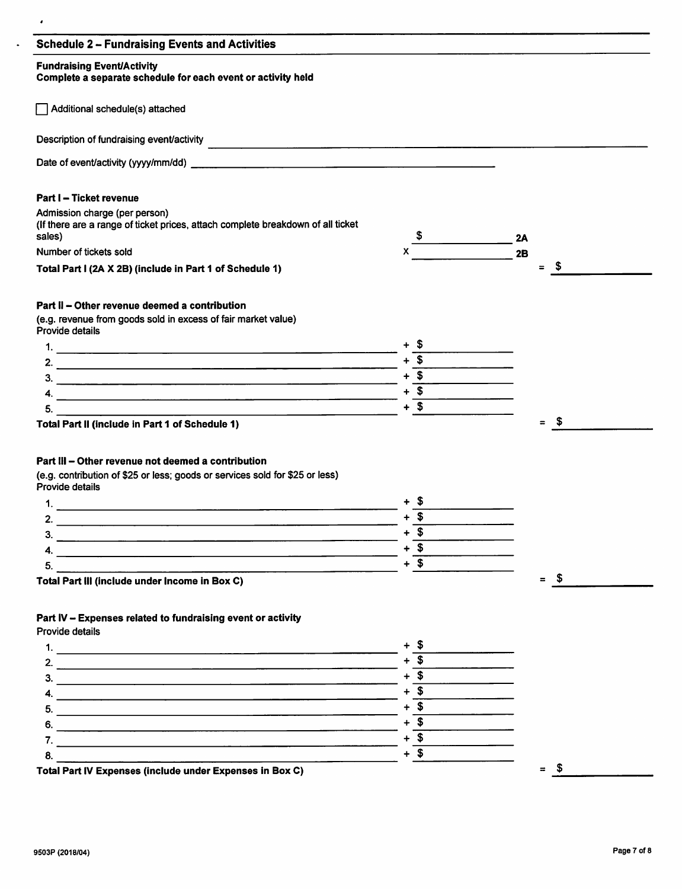## Schedule 2 – Fundraising Events and Activities

**Fundraising Event/Activity**
**Complete a separate schedule for each event or activity held**

☐ Additional schedule(s) attached

Description of fundraising event/activity ______________________________

Date of event/activity (yyyy/mm/dd) ______________________________

### Part I – Ticket revenue

Admission charge (per person)
(If there are a range of ticket prices, attach complete breakdown of all ticket sales) $ ____________ 2A

Number of tickets sold x ____________ 2B

**Total Part I (2A X 2B) (include in Part 1 of Schedule 1)** = $ ____________

### Part II – Other revenue deemed a contribution

(e.g. revenue from goods sold in excess of fair market value)
Provide details

1. ______________________________ + $ ____________
2. ______________________________ + $ ____________
3. ______________________________ + $ ____________
4. ______________________________ + $ ____________
5. ______________________________ + $ ____________

**Total Part II (include in Part 1 of Schedule 1)** = $ ____________

### Part III – Other revenue not deemed a contribution

(e.g. contribution of $25 or less; goods or services sold for $25 or less)
Provide details

1. ______________________________ + $ ____________
2. ______________________________ + $ ____________
3. ______________________________ + $ ____________
4. ______________________________ + $ ____________
5. ______________________________ + $ ____________

**Total Part III (include under Income in Box C)** = $ ____________

### Part IV – Expenses related to fundraising event or activity

Provide details

1. ______________________________ + $ ____________
2. ______________________________ + $ ____________
3. ______________________________ + $ ____________
4. ______________________________ + $ ____________
5. ______________________________ + $ ____________
6. ______________________________ + $ ____________
7. ______________________________ + $ ____________
8. ______________________________ + $ ____________

**Total Part IV Expenses (include under Expenses in Box C)** = $ ____________

9503P (2018/04)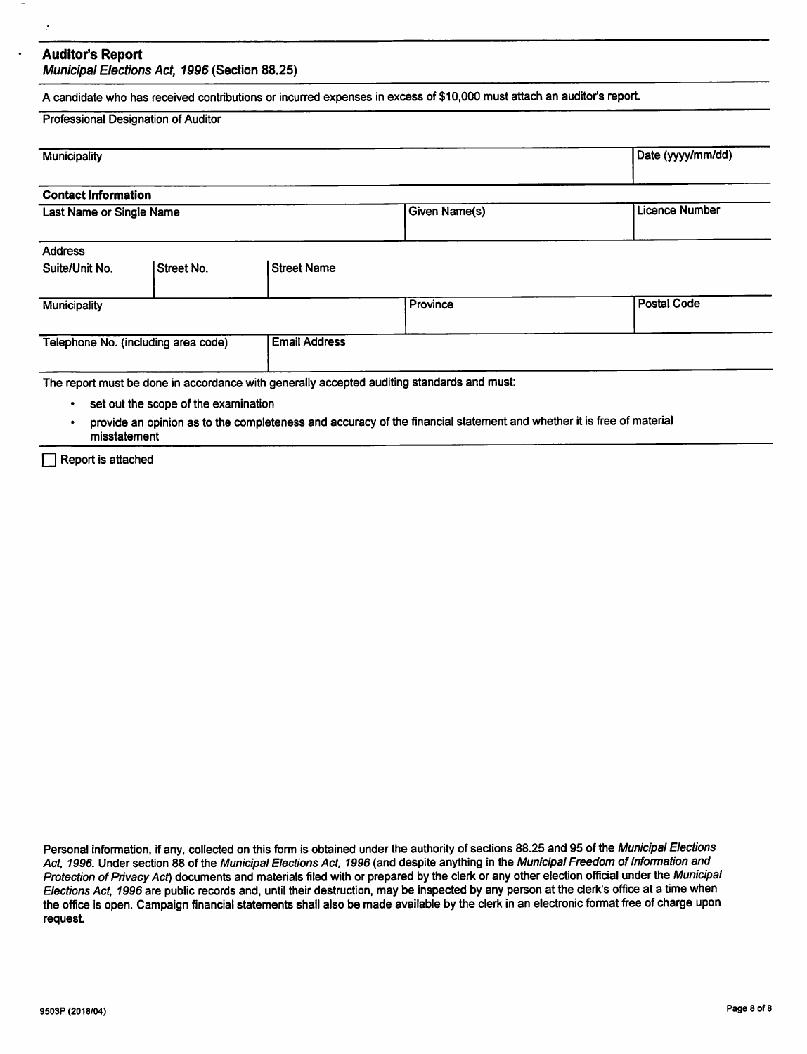## Auditor's Report

*Municipal Elections Act, 1996* (Section 88.25)

A candidate who has received contributions or incurred expenses in excess of $10,000 must attach an auditor's report.

Professional Designation of Auditor

| Municipality | Date (yyyy/mm/dd) |
|---|---|
| | |

**Contact Information**

| Last Name or Single Name | Given Name(s) | Licence Number |
|---|---|---|
| | | |

Address

| Suite/Unit No. | Street No. | Street Name |
|---|---|---|
| | | |

| Municipality | Province | Postal Code |
|---|---|---|
| | | |

| Telephone No. (including area code) | Email Address |
|---|---|
| | |

The report must be done in accordance with generally accepted auditing standards and must:

- set out the scope of the examination
- provide an opinion as to the completeness and accuracy of the financial statement and whether it is free of material misstatement

☐ Report is attached

Personal information, if any, collected on this form is obtained under the authority of sections 88.25 and 95 of the *Municipal Elections Act, 1996*. Under section 88 of the *Municipal Elections Act, 1996* (and despite anything in the *Municipal Freedom of Information and Protection of Privacy Act*) documents and materials filed with or prepared by the clerk or any other election official under the *Municipal Elections Act, 1996* are public records and, until their destruction, may be inspected by any person at the clerk's office at a time when the office is open. Campaign financial statements shall also be made available by the clerk in an electronic format free of charge upon request.

9503P (2018/04)